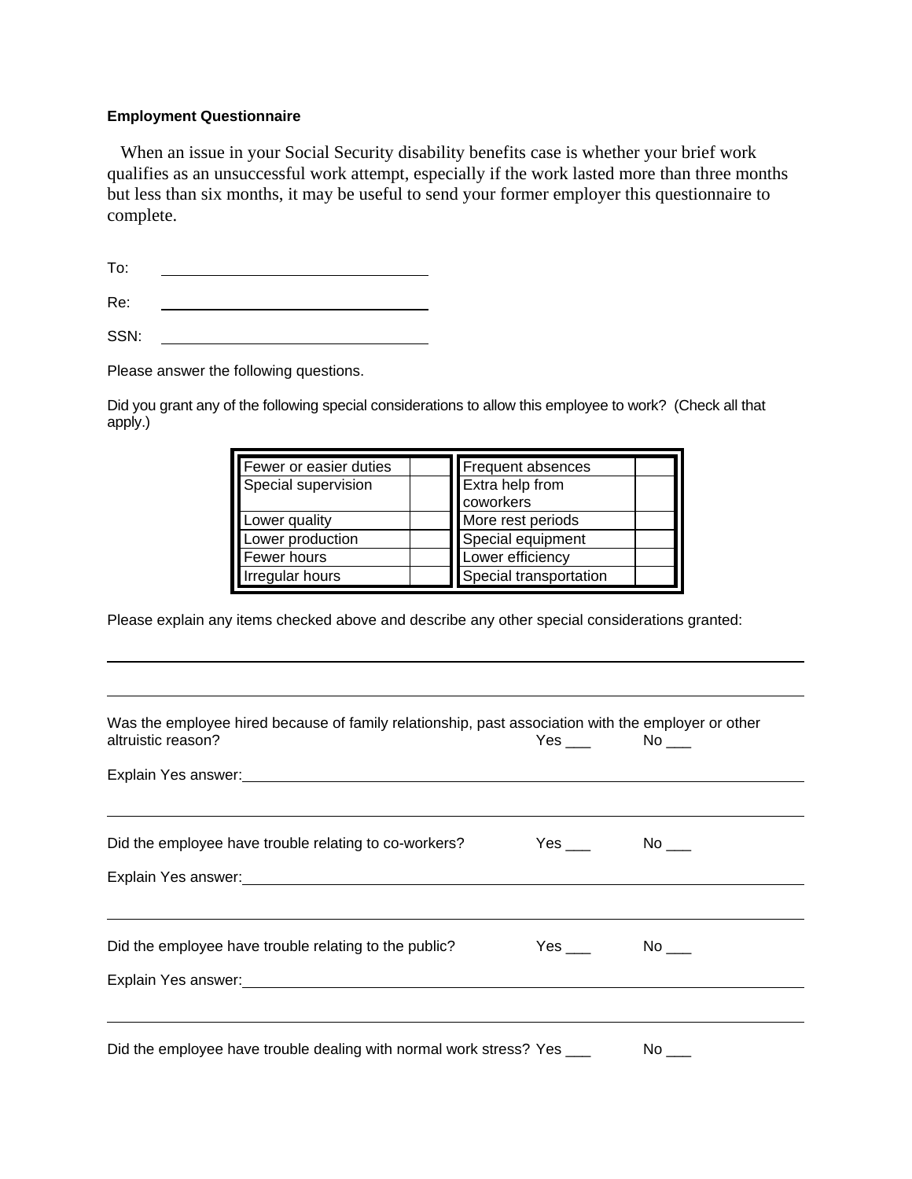**Employment Questionnaire**

When an issue in your Social Security disability benefits case is whether your brief work qualifies as an unsuccessful work attempt, especially if the work lasted more than three months but less than six months, it may be useful to send your former employer this questionnaire to complete.

To: ______________________________

Re: ______________________________

SSN: ______________________________

Please answer the following questions.

Did you grant any of the following special considerations to allow this employee to work? (Check all that apply.)

| | | | |
|---|---|---|---|
| Fewer or easier duties | | Frequent absences | |
| Special supervision | | Extra help from coworkers | |
| Lower quality | | More rest periods | |
| Lower production | | Special equipment | |
| Fewer hours | | Lower efficiency | |
| Irregular hours | | Special transportation | |

Please explain any items checked above and describe any other special considerations granted:

______________________________________________________________________________

______________________________________________________________________________

Was the employee hired because of family relationship, past association with the employer or other altruistic reason? Yes ___ No ___

Explain Yes answer: ____________________________________________________________

______________________________________________________________________________

Did the employee have trouble relating to co-workers? Yes ___ No ___

Explain Yes answer: ____________________________________________________________

______________________________________________________________________________

Did the employee have trouble relating to the public? Yes ___ No ___

Explain Yes answer: ____________________________________________________________

______________________________________________________________________________

Did the employee have trouble dealing with normal work stress? Yes ___ No ___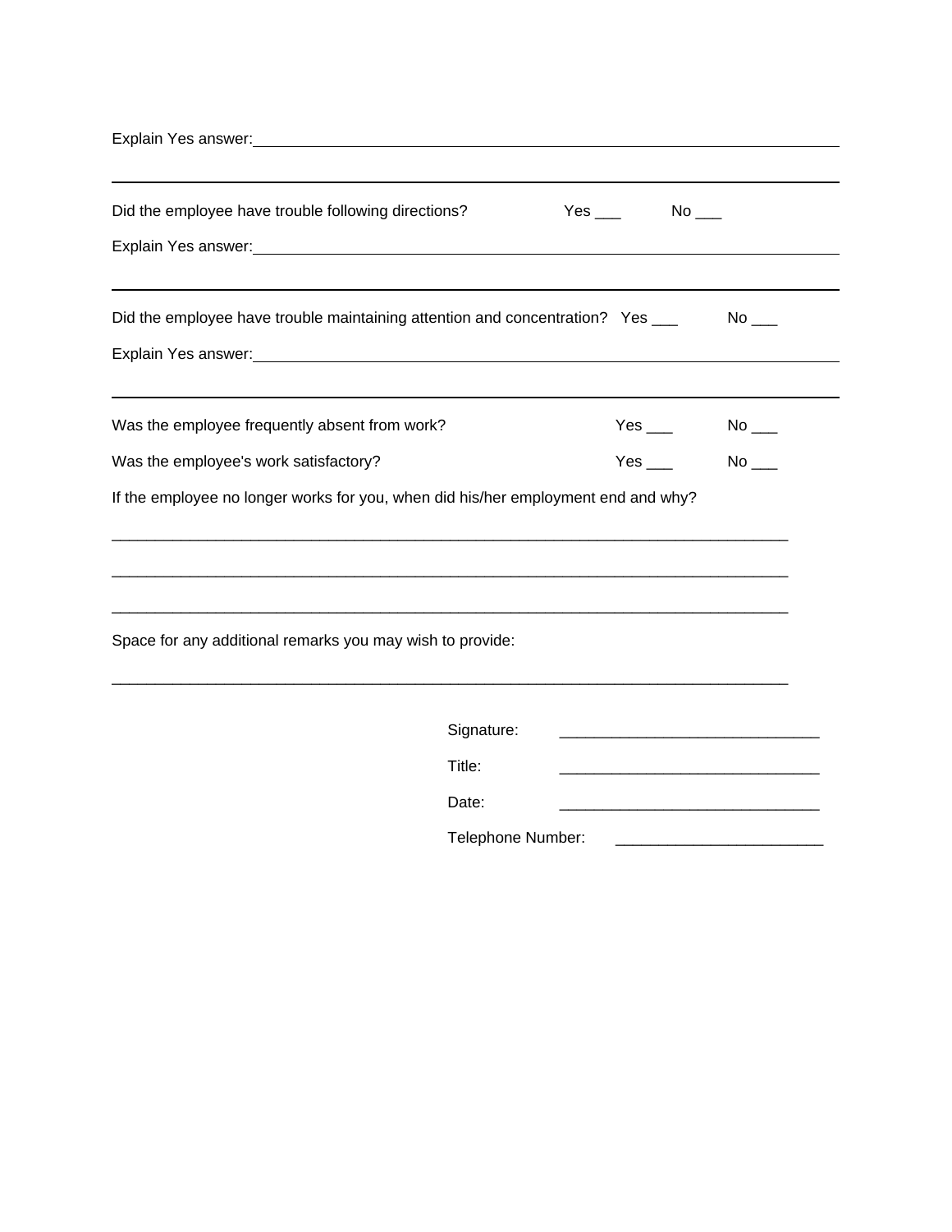Explain Yes answer: ___________________________________________________________________

___________________________________________________________________________________

Did the employee have trouble following directions? Yes ___ No ___

Explain Yes answer: ___________________________________________________________________

___________________________________________________________________________________

Did the employee have trouble maintaining attention and concentration? Yes ___ No ___

Explain Yes answer: ___________________________________________________________________

___________________________________________________________________________________

Was the employee frequently absent from work? Yes ___ No ___

Was the employee's work satisfactory? Yes ___ No ___

If the employee no longer works for you, when did his/her employment end and why?

___________________________________________________________________________________

___________________________________________________________________________________

___________________________________________________________________________________

Space for any additional remarks you may wish to provide:

___________________________________________________________________________________

Signature: ______________________________

Title: ______________________________

Date: ______________________________

Telephone Number: ________________________